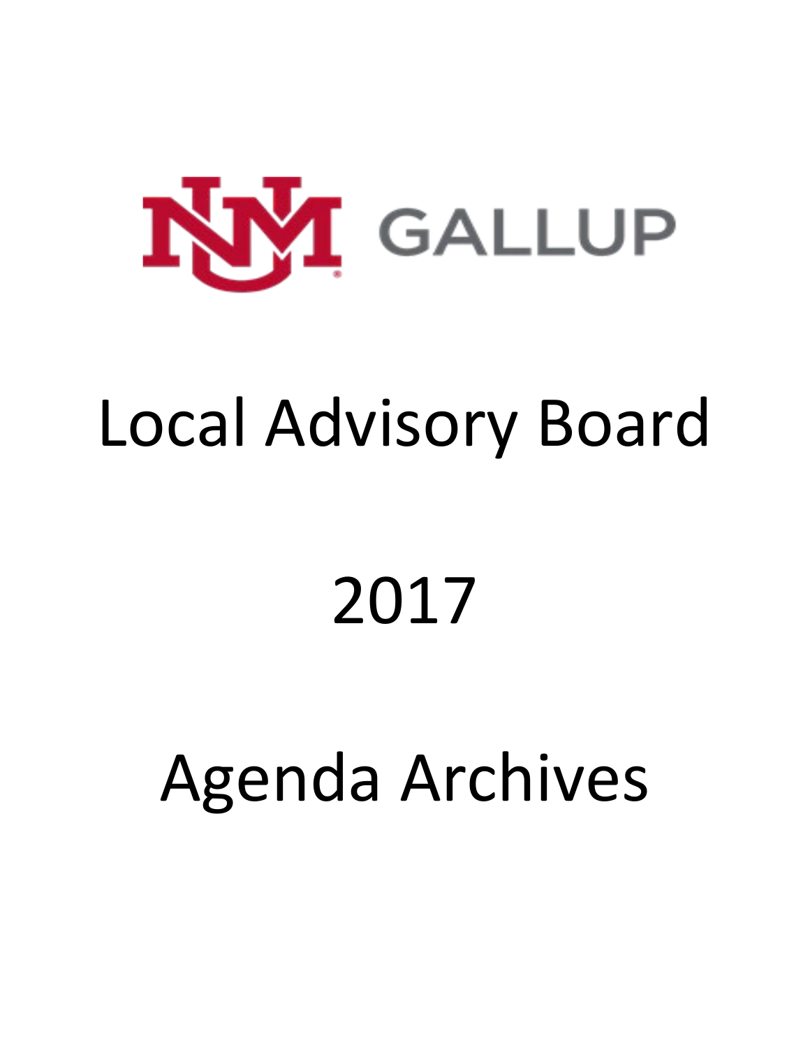UNM GALLUP

# Local Advisory Board

# 2017

# Agenda Archives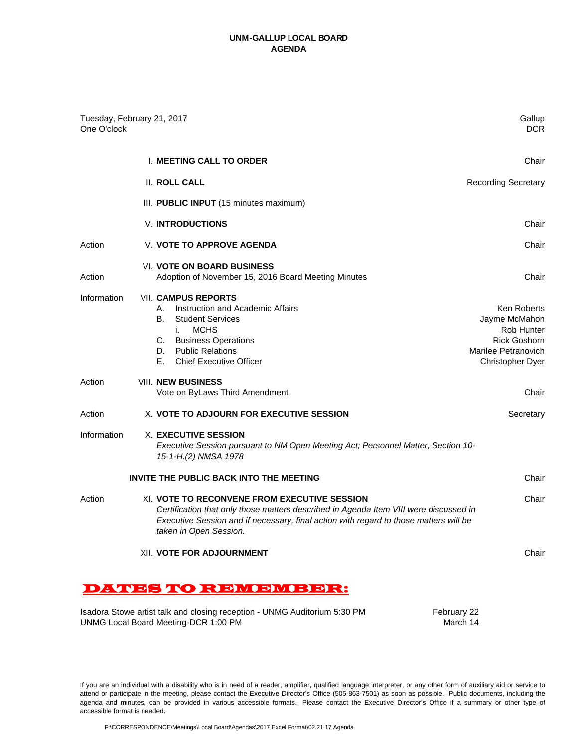**UNM-GALLUP LOCAL BOARD**
**AGENDA**

| | | |
|---|---|---|
| Tuesday, February 21, 2017<br>One O'clock | | Gallup<br>DCR |
| | I. **MEETING CALL TO ORDER** | Chair |
| | II. **ROLL CALL** | Recording Secretary |
| | III. **PUBLIC INPUT** (15 minutes maximum) | |
| | IV. **INTRODUCTIONS** | Chair |
| Action | V. **VOTE TO APPROVE AGENDA** | Chair |
| Action | VI. **VOTE ON BOARD BUSINESS**<br>Adoption of November 15, 2016 Board Meeting Minutes | Chair |
| Information | VII. **CAMPUS REPORTS**<br>A. Instruction and Academic Affairs<br>B. Student Services<br>i. MCHS<br>C. Business Operations<br>D. Public Relations<br>E. Chief Executive Officer | <br>Ken Roberts<br>Jayme McMahon<br>Rob Hunter<br>Rick Goshorn<br>Marilee Petranovich<br>Christopher Dyer |
| Action | VIII. **NEW BUSINESS**<br>Vote on ByLaws Third Amendment | Chair |
| Action | IX. **VOTE TO ADJOURN FOR EXECUTIVE SESSION** | Secretary |
| Information | X. **EXECUTIVE SESSION**<br>*Executive Session pursuant to NM Open Meeting Act; Personnel Matter, Section 10-15-1-H.(2) NMSA 1978* | |
| | **INVITE THE PUBLIC BACK INTO THE MEETING** | Chair |
| Action | XI. **VOTE TO RECONVENE FROM EXECUTIVE SESSION**<br>*Certification that only those matters described in Agenda Item VIII were discussed in Executive Session and if necessary, final action with regard to those matters will be taken in Open Session.* | Chair |
| | XII. **VOTE FOR ADJOURNMENT** | Chair |

## DATES TO REMEMBER:

| | |
|---|---|
| Isadora Stowe artist talk and closing reception - UNMG Auditorium 5:30 PM | February 22 |
| UNMG Local Board Meeting-DCR 1:00 PM | March 14 |

If you are an individual with a disability who is in need of a reader, amplifier, qualified language interpreter, or any other form of auxiliary aid or service to attend or participate in the meeting, please contact the Executive Director's Office (505-863-7501) as soon as possible. Public documents, including the agenda and minutes, can be provided in various accessible formats. Please contact the Executive Director's Office if a summary or other type of accessible format is needed.

F:\CORRESPONDENCE\Meetings\Local Board\Agendas\2017 Excel Format\02.21.17 Agenda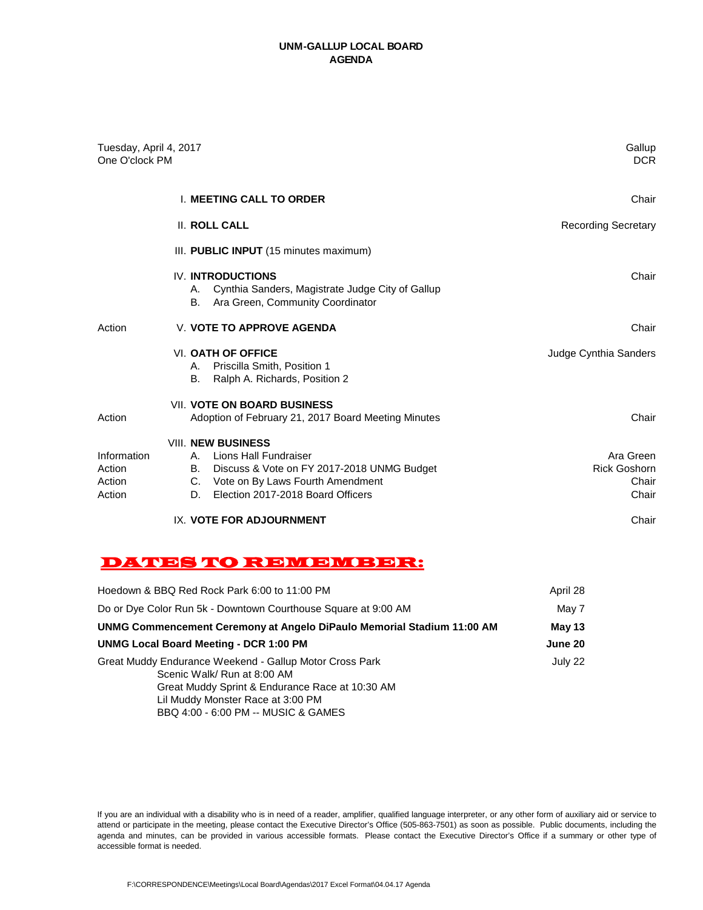# UNM-GALLUP LOCAL BOARD
# AGENDA

Tuesday, April 4, 2017 — Gallup
One O'clock PM — DCR

| | Item | Presenter |
|---|---|---|
| | I. **MEETING CALL TO ORDER** | Chair |
| | II. **ROLL CALL** | Recording Secretary |
| | III. **PUBLIC INPUT** (15 minutes maximum) | |
| | IV. **INTRODUCTIONS** | Chair |
| | A. Cynthia Sanders, Magistrate Judge City of Gallup | |
| | B. Ara Green, Community Coordinator | |
| Action | V. **VOTE TO APPROVE AGENDA** | Chair |
| | VI. **OATH OF OFFICE** | Judge Cynthia Sanders |
| | A. Priscilla Smith, Position 1 | |
| | B. Ralph A. Richards, Position 2 | |
| | VII. **VOTE ON BOARD BUSINESS** | |
| Action | Adoption of February 21, 2017 Board Meeting Minutes | Chair |
| | VIII. **NEW BUSINESS** | |
| Information | A. Lions Hall Fundraiser | Ara Green |
| Action | B. Discuss & Vote on FY 2017-2018 UNMG Budget | Rick Goshorn |
| Action | C. Vote on By Laws Fourth Amendment | Chair |
| Action | D. Election 2017-2018 Board Officers | Chair |
| | IX. **VOTE FOR ADJOURNMENT** | Chair |

## DATES TO REMEMBER:

| Event | Date |
|---|---|
| Hoedown & BBQ Red Rock Park 6:00 to 11:00 PM | April 28 |
| Do or Dye Color Run 5k - Downtown Courthouse Square at 9:00 AM | May 7 |
| **UNMG Commencement Ceremony at Angelo DiPaulo Memorial Stadium 11:00 AM** | **May 13** |
| **UNMG Local Board Meeting - DCR 1:00 PM** | **June 20** |
| Great Muddy Endurance Weekend - Gallup Motor Cross Park<br>Scenic Walk/ Run at 8:00 AM<br>Great Muddy Sprint & Endurance Race at 10:30 AM<br>Lil Muddy Monster Race at 3:00 PM<br>BBQ 4:00 - 6:00 PM -- MUSIC & GAMES | July 22 |

If you are an individual with a disability who is in need of a reader, amplifier, qualified language interpreter, or any other form of auxiliary aid or service to attend or participate in the meeting, please contact the Executive Director's Office (505-863-7501) as soon as possible. Public documents, including the agenda and minutes, can be provided in various accessible formats. Please contact the Executive Director's Office if a summary or other type of accessible format is needed.

F:\CORRESPONDENCE\Meetings\Local Board\Agendas\2017 Excel Format\04.04.17 Agenda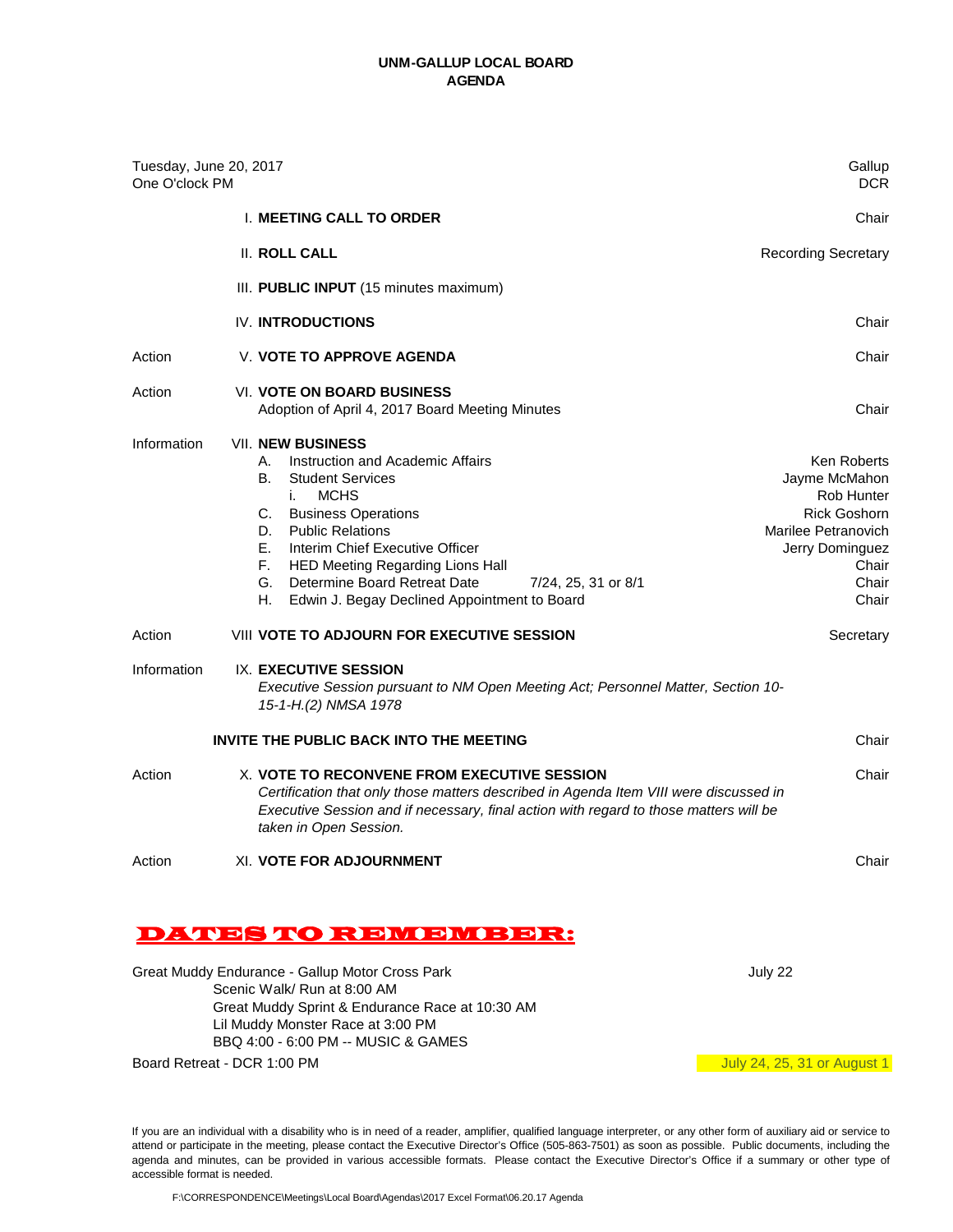# UNM-GALLUP LOCAL BOARD
## AGENDA

Tuesday, June 20, 2017 — Gallup
One O'clock PM — DCR

| | | |
|---|---|---|
| | I. **MEETING CALL TO ORDER** | Chair |
| | II. **ROLL CALL** | Recording Secretary |
| | III. **PUBLIC INPUT** (15 minutes maximum) | |
| | IV. **INTRODUCTIONS** | Chair |
| Action | V. **VOTE TO APPROVE AGENDA** | Chair |
| Action | VI. **VOTE ON BOARD BUSINESS**<br>Adoption of April 4, 2017 Board Meeting Minutes | Chair |
| Information | VII. **NEW BUSINESS**<br>A. Instruction and Academic Affairs<br>B. Student Services<br>i. MCHS<br>C. Business Operations<br>D. Public Relations<br>E. Interim Chief Executive Officer<br>F. HED Meeting Regarding Lions Hall<br>G. Determine Board Retreat Date 7/24, 25, 31 or 8/1<br>H. Edwin J. Begay Declined Appointment to Board | <br>Ken Roberts<br>Jayme McMahon<br>Rob Hunter<br>Rick Goshorn<br>Marilee Petranovich<br>Jerry Dominguez<br>Chair<br>Chair<br>Chair |
| Action | VIII **VOTE TO ADJOURN FOR EXECUTIVE SESSION** | Secretary |
| Information | IX. **EXECUTIVE SESSION**<br>*Executive Session pursuant to NM Open Meeting Act; Personnel Matter, Section 10-15-1-H.(2) NMSA 1978* | |
| | **INVITE THE PUBLIC BACK INTO THE MEETING** | Chair |
| Action | X. **VOTE TO RECONVENE FROM EXECUTIVE SESSION**<br>*Certification that only those matters described in Agenda Item VIII were discussed in Executive Session and if necessary, final action with regard to those matters will be taken in Open Session.* | Chair |
| Action | XI. **VOTE FOR ADJOURNMENT** | Chair |

## DATES TO REMEMBER:

Great Muddy Endurance - Gallup Motor Cross Park — July 22
- Scenic Walk/ Run at 8:00 AM
- Great Muddy Sprint & Endurance Race at 10:30 AM
- Lil Muddy Monster Race at 3:00 PM
- BBQ 4:00 - 6:00 PM -- MUSIC & GAMES

Board Retreat - DCR 1:00 PM — July 24, 25, 31 or August 1

If you are an individual with a disability who is in need of a reader, amplifier, qualified language interpreter, or any other form of auxiliary aid or service to attend or participate in the meeting, please contact the Executive Director's Office (505-863-7501) as soon as possible. Public documents, including the agenda and minutes, can be provided in various accessible formats. Please contact the Executive Director's Office if a summary or other type of accessible format is needed.

F:\CORRESPONDENCE\Meetings\Local Board\Agendas\2017 Excel Format\06.20.17 Agenda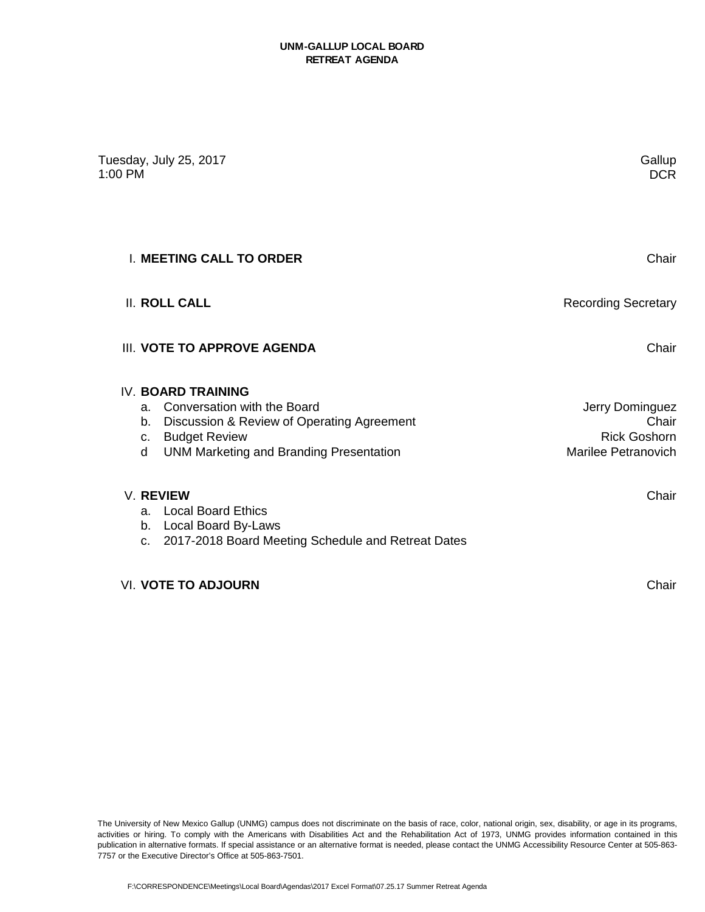# UNM-GALLUP LOCAL BOARD
## RETREAT AGENDA

Tuesday, July 25, 2017 — Gallup
1:00 PM — DCR

| | |
|---|---|
| I. **MEETING CALL TO ORDER** | Chair |
| II. **ROLL CALL** | Recording Secretary |
| III. **VOTE TO APPROVE AGENDA** | Chair |
| IV. **BOARD TRAINING** | |
| a. Conversation with the Board | Jerry Dominguez |
| b. Discussion & Review of Operating Agreement | Chair |
| c. Budget Review | Rick Goshorn |
| d UNM Marketing and Branding Presentation | Marilee Petranovich |
| V. **REVIEW** | Chair |
| a. Local Board Ethics | |
| b. Local Board By-Laws | |
| c. 2017-2018 Board Meeting Schedule and Retreat Dates | |
| VI. **VOTE TO ADJOURN** | Chair |

The University of New Mexico Gallup (UNMG) campus does not discriminate on the basis of race, color, national origin, sex, disability, or age in its programs, activities or hiring. To comply with the Americans with Disabilities Act and the Rehabilitation Act of 1973, UNMG provides information contained in this publication in alternative formats. If special assistance or an alternative format is needed, please contact the UNMG Accessibility Resource Center at 505-863-7757 or the Executive Director's Office at 505-863-7501.

F:\CORRESPONDENCE\Meetings\Local Board\Agendas\2017 Excel Format\07.25.17 Summer Retreat Agenda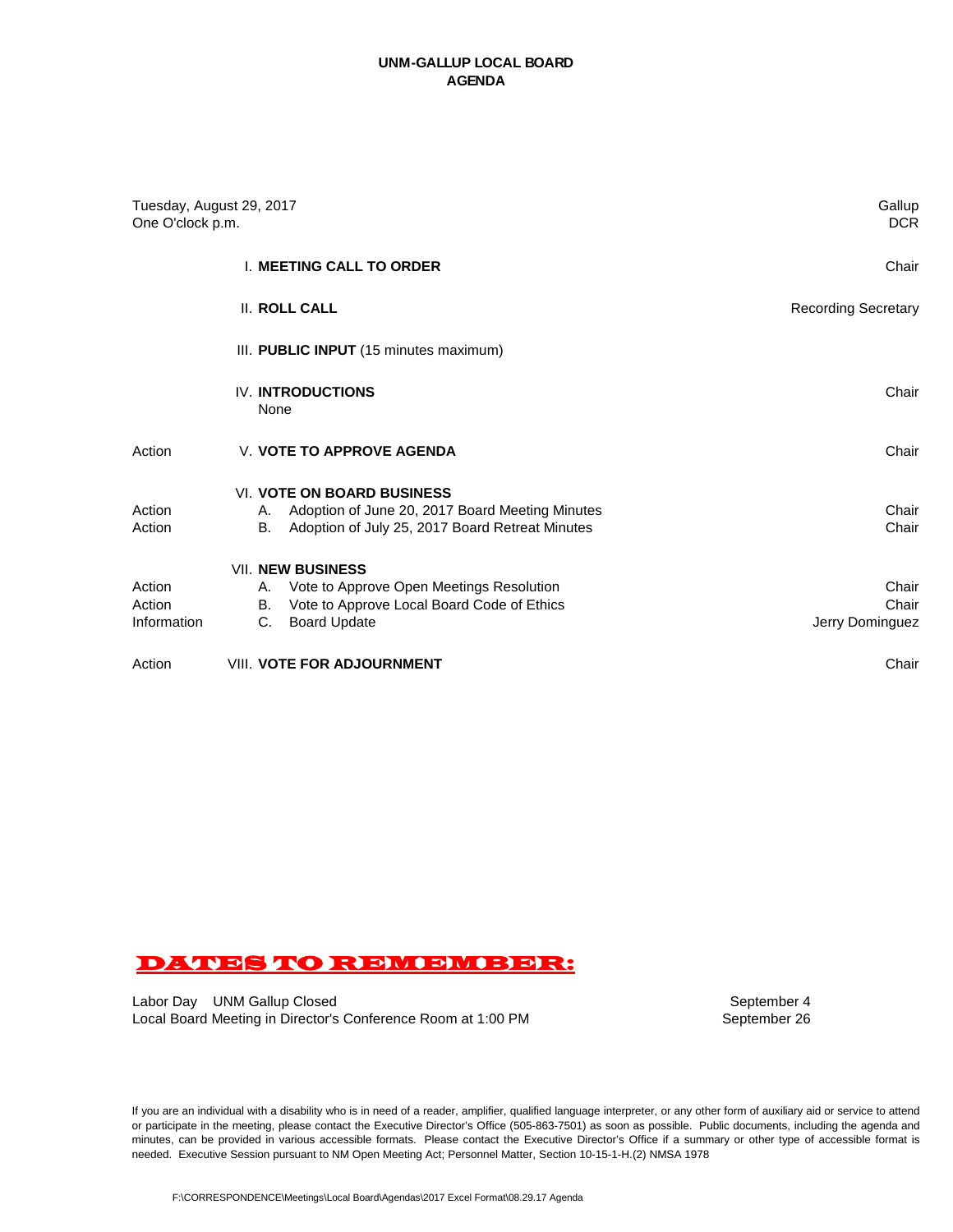# UNM-GALLUP LOCAL BOARD
# AGENDA

Tuesday, August 29, 2017 — Gallup
One O'clock p.m. — DCR

| | | |
|---|---|---|
| | I. **MEETING CALL TO ORDER** | Chair |
| | II. **ROLL CALL** | Recording Secretary |
| | III. **PUBLIC INPUT** (15 minutes maximum) | |
| | IV. **INTRODUCTIONS** None | Chair |
| Action | V. **VOTE TO APPROVE AGENDA** | Chair |
| | VI. **VOTE ON BOARD BUSINESS** | |
| Action | A. Adoption of June 20, 2017 Board Meeting Minutes | Chair |
| Action | B. Adoption of July 25, 2017 Board Retreat Minutes | Chair |
| | VII. **NEW BUSINESS** | |
| Action | A. Vote to Approve Open Meetings Resolution | Chair |
| Action | B. Vote to Approve Local Board Code of Ethics | Chair |
| Information | C. Board Update | Jerry Dominguez |
| Action | VIII. **VOTE FOR ADJOURNMENT** | Chair |

## DATES TO REMEMBER:

| | |
|---|---|
| Labor Day UNM Gallup Closed | September 4 |
| Local Board Meeting in Director's Conference Room at 1:00 PM | September 26 |

If you are an individual with a disability who is in need of a reader, amplifier, qualified language interpreter, or any other form of auxiliary aid or service to attend or participate in the meeting, please contact the Executive Director's Office (505-863-7501) as soon as possible. Public documents, including the agenda and minutes, can be provided in various accessible formats. Please contact the Executive Director's Office if a summary or other type of accessible format is needed. Executive Session pursuant to NM Open Meeting Act; Personnel Matter, Section 10-15-1-H.(2) NMSA 1978

F:\CORRESPONDENCE\Meetings\Local Board\Agendas\2017 Excel Format\08.29.17 Agenda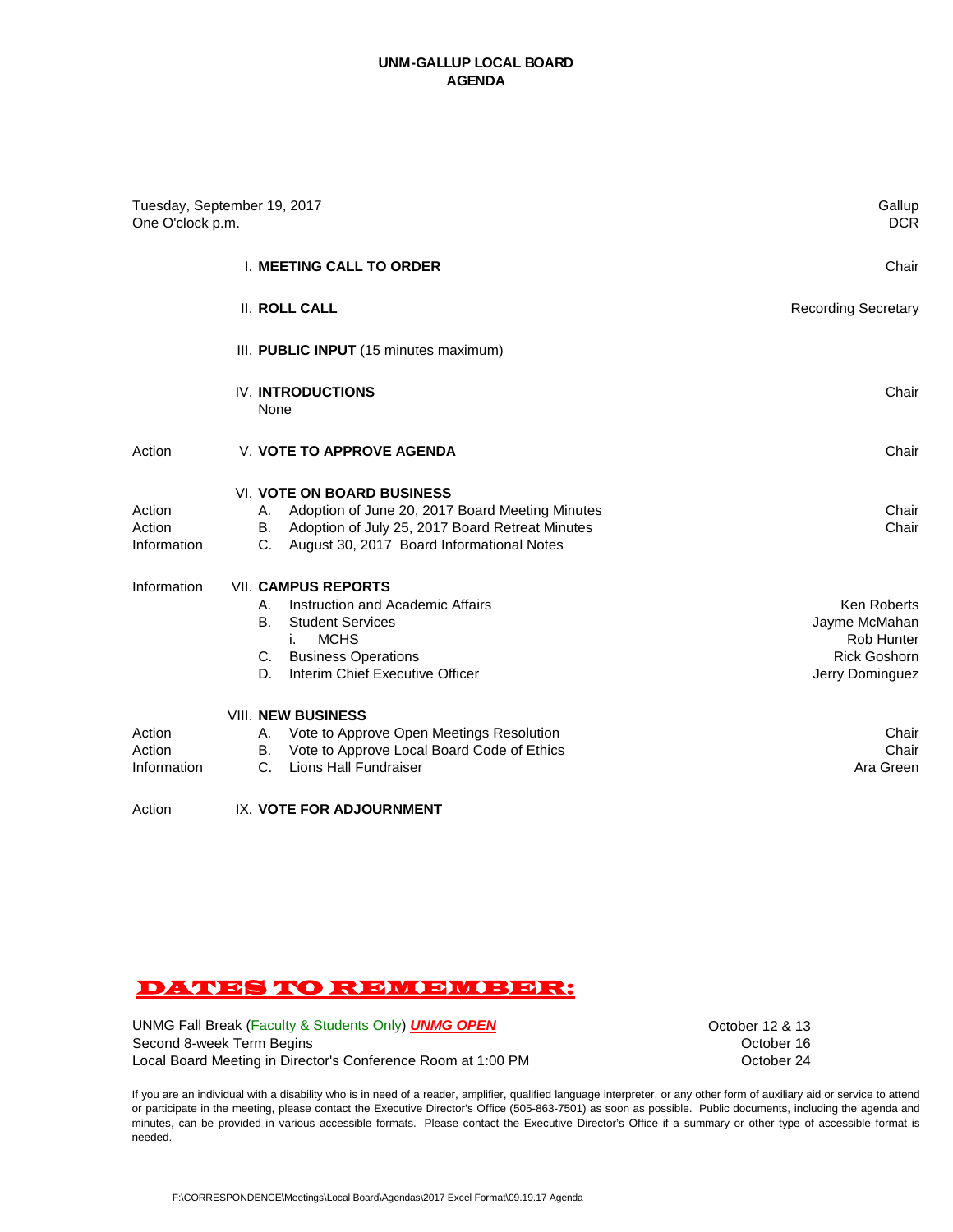**UNM-GALLUP LOCAL BOARD**
**AGENDA**

| | | |
|---|---|---|
| Tuesday, September 19, 2017 | | Gallup |
| One O'clock p.m. | | DCR |
| | I. **MEETING CALL TO ORDER** | Chair |
| | II. **ROLL CALL** | Recording Secretary |
| | III. **PUBLIC INPUT** (15 minutes maximum) | |
| | IV. **INTRODUCTIONS** | Chair |
| | None | |
| Action | V. **VOTE TO APPROVE AGENDA** | Chair |
| | VI. **VOTE ON BOARD BUSINESS** | |
| Action | A. Adoption of June 20, 2017 Board Meeting Minutes | Chair |
| Action | B. Adoption of July 25, 2017 Board Retreat Minutes | Chair |
| Information | C. August 30, 2017 Board Informational Notes | |
| Information | VII. **CAMPUS REPORTS** | |
| | A. Instruction and Academic Affairs | Ken Roberts |
| | B. Student Services | Jayme McMahan |
| | i. MCHS | Rob Hunter |
| | C. Business Operations | Rick Goshorn |
| | D. Interim Chief Executive Officer | Jerry Dominguez |
| | VIII. **NEW BUSINESS** | |
| Action | A. Vote to Approve Open Meetings Resolution | Chair |
| Action | B. Vote to Approve Local Board Code of Ethics | Chair |
| Information | C. Lions Hall Fundraiser | Ara Green |
| Action | IX. **VOTE FOR ADJOURNMENT** | |

## DATES TO REMEMBER:

| | |
|---|---|
| UNMG Fall Break (Faculty & Students Only) ***UNMG OPEN*** | October 12 & 13 |
| Second 8-week Term Begins | October 16 |
| Local Board Meeting in Director's Conference Room at 1:00 PM | October 24 |

If you are an individual with a disability who is in need of a reader, amplifier, qualified language interpreter, or any other form of auxiliary aid or service to attend or participate in the meeting, please contact the Executive Director's Office (505-863-7501) as soon as possible. Public documents, including the agenda and minutes, can be provided in various accessible formats. Please contact the Executive Director's Office if a summary or other type of accessible format is needed.

F:\CORRESPONDENCE\Meetings\Local Board\Agendas\2017 Excel Format\09.19.17 Agenda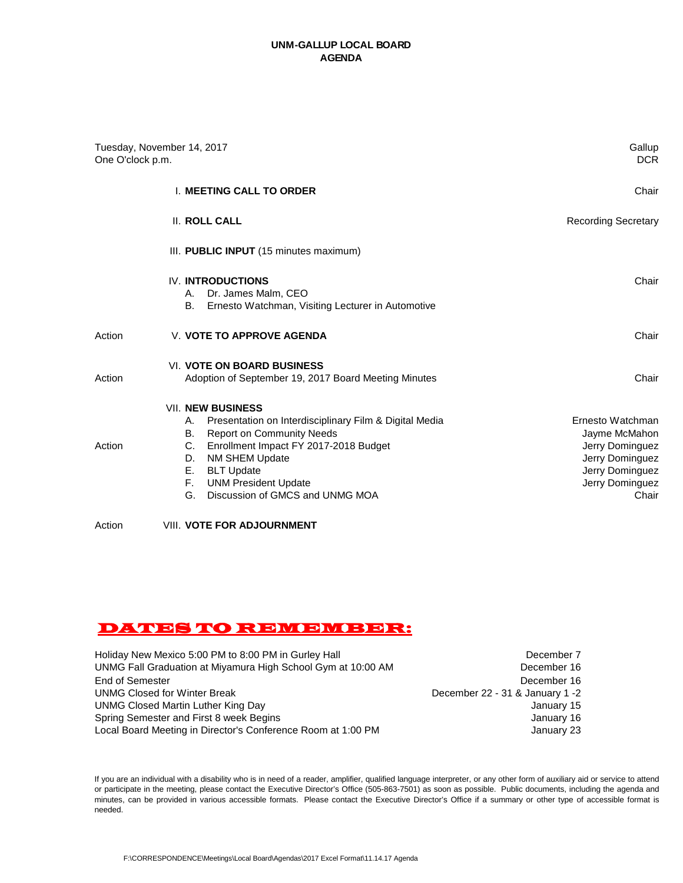# UNM-GALLUP LOCAL BOARD
# AGENDA

Tuesday, November 14, 2017 — Gallup
One O'clock p.m. — DCR

| | | |
|---|---|---|
| | I. **MEETING CALL TO ORDER** | Chair |
| | II. **ROLL CALL** | Recording Secretary |
| | III. **PUBLIC INPUT** (15 minutes maximum) | |
| | IV. **INTRODUCTIONS** | Chair |
| | A. Dr. James Malm, CEO | |
| | B. Ernesto Watchman, Visiting Lecturer in Automotive | |
| Action | V. **VOTE TO APPROVE AGENDA** | Chair |
| | VI. **VOTE ON BOARD BUSINESS** | |
| Action | Adoption of September 19, 2017 Board Meeting Minutes | Chair |
| | VII. **NEW BUSINESS** | |
| | A. Presentation on Interdisciplinary Film & Digital Media | Ernesto Watchman |
| | B. Report on Community Needs | Jayme McMahon |
| Action | C. Enrollment Impact FY 2017-2018 Budget | Jerry Dominguez |
| | D. NM SHEM Update | Jerry Dominguez |
| | E. BLT Update | Jerry Dominguez |
| | F. UNM President Update | Jerry Dominguez |
| | G. Discussion of GMCS and UNMG MOA | Chair |
| Action | VIII. **VOTE FOR ADJOURNMENT** | |

## DATES TO REMEMBER:

| | |
|---|---|
| Holiday New Mexico 5:00 PM to 8:00 PM in Gurley Hall | December 7 |
| UNMG Fall Graduation at Miyamura High School Gym at 10:00 AM | December 16 |
| End of Semester | December 16 |
| UNMG Closed for Winter Break | December 22 - 31 & January 1 -2 |
| UNMG Closed Martin Luther King Day | January 15 |
| Spring Semester and First 8 week Begins | January 16 |
| Local Board Meeting in Director's Conference Room at 1:00 PM | January 23 |

If you are an individual with a disability who is in need of a reader, amplifier, qualified language interpreter, or any other form of auxiliary aid or service to attend or participate in the meeting, please contact the Executive Director's Office (505-863-7501) as soon as possible. Public documents, including the agenda and minutes, can be provided in various accessible formats. Please contact the Executive Director's Office if a summary or other type of accessible format is needed.

F:\CORRESPONDENCE\Meetings\Local Board\Agendas\2017 Excel Format\11.14.17 Agenda